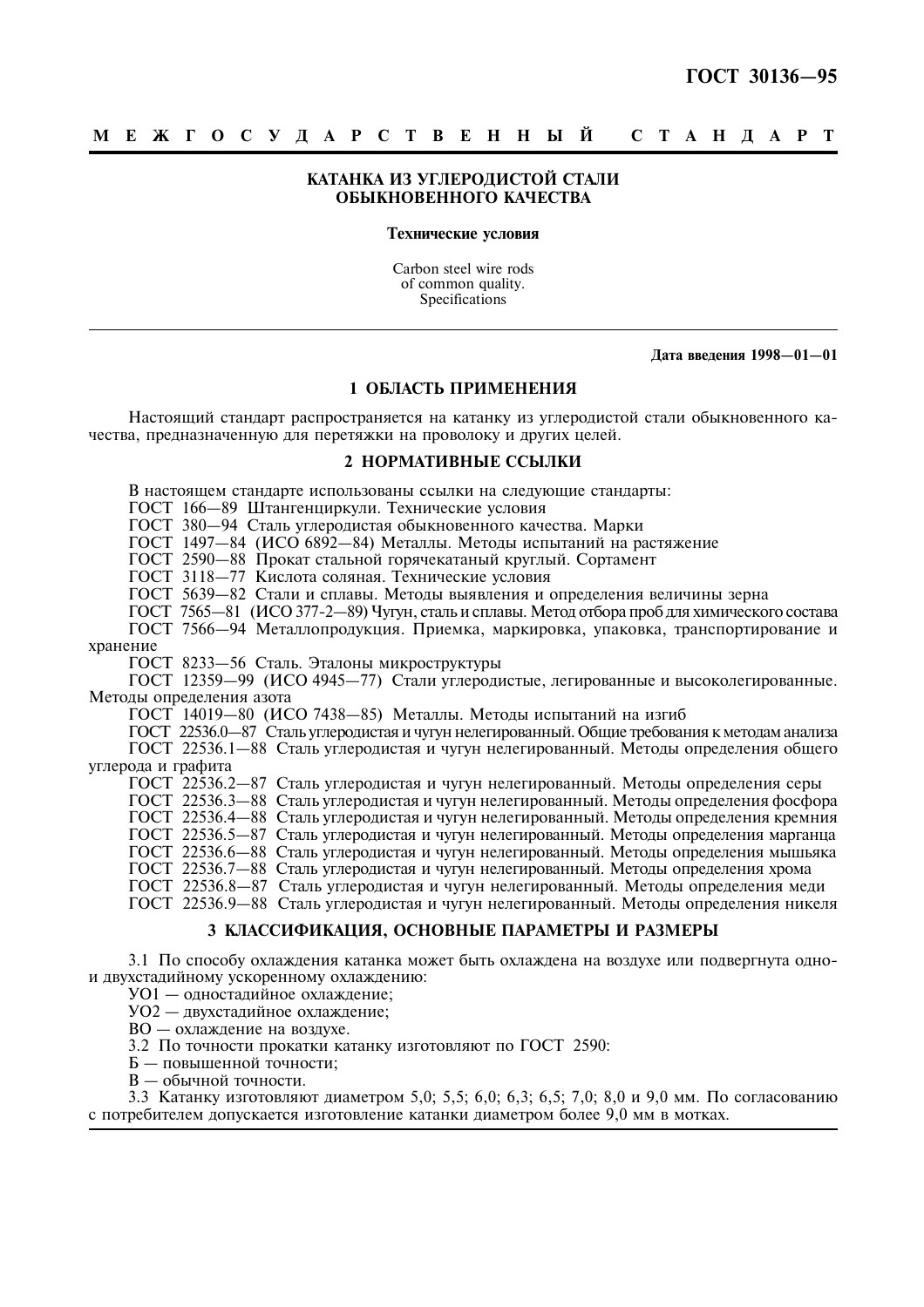# ГОСТ 30136—95

**МЕЖГОСУДАРСТВЕННЫЙ СТАНДАРТ**

## КАТАНКА ИЗ УГЛЕРОДИСТОЙ СТАЛИ ОБЫКНОВЕННОГО КАЧЕСТВА

**Технические условия**

Carbon steel wire rods
of common quality.
Specifications

**Дата введения 1998—01—01**

## 1 ОБЛАСТЬ ПРИМЕНЕНИЯ

Настоящий стандарт распространяется на катанку из углеродистой стали обыкновенного качества, предназначенную для перетяжки на проволоку и других целей.

## 2 НОРМАТИВНЫЕ ССЫЛКИ

В настоящем стандарте использованы ссылки на следующие стандарты:

ГОСТ 166—89 Штангенциркули. Технические условия

ГОСТ 380—94 Сталь углеродистая обыкновенного качества. Марки

ГОСТ 1497—84 (ИСО 6892—84) Металлы. Методы испытаний на растяжение

ГОСТ 2590—88 Прокат стальной горячекатаный круглый. Сортамент

ГОСТ 3118—77 Кислота соляная. Технические условия

ГОСТ 5639—82 Стали и сплавы. Методы выявления и определения величины зерна

ГОСТ 7565—81 (ИСО 377-2—89) Чугун, сталь и сплавы. Метод отбора проб для химического состава

ГОСТ 7566—94 Металлопродукция. Приемка, маркировка, упаковка, транспортирование и хранение

ГОСТ 8233—56 Сталь. Эталоны микроструктуры

ГОСТ 12359—99 (ИСО 4945—77) Стали углеродистые, легированные и высоколегированные. Методы определения азота

ГОСТ 14019—80 (ИСО 7438—85) Металлы. Методы испытаний на изгиб

ГОСТ 22536.0—87 Сталь углеродистая и чугун нелегированный. Общие требования к методам анализа

ГОСТ 22536.1—88 Сталь углеродистая и чугун нелегированный. Методы определения общего углерода и графита

ГОСТ 22536.2—87 Сталь углеродистая и чугун нелегированный. Методы определения серы

ГОСТ 22536.3—88 Сталь углеродистая и чугун нелегированный. Методы определения фосфора

ГОСТ 22536.4—88 Сталь углеродистая и чугун нелегированный. Методы определения кремния

ГОСТ 22536.5—87 Сталь углеродистая и чугун нелегированный. Методы определения марганца

ГОСТ 22536.6—88 Сталь углеродистая и чугун нелегированный. Методы определения мышьяка

ГОСТ 22536.7—88 Сталь углеродистая и чугун нелегированный. Методы определения хрома

ГОСТ 22536.8—87 Сталь углеродистая и чугун нелегированный. Методы определения меди

ГОСТ 22536.9—88 Сталь углеродистая и чугун нелегированный. Методы определения никеля

## 3 КЛАССИФИКАЦИЯ, ОСНОВНЫЕ ПАРАМЕТРЫ И РАЗМЕРЫ

3.1 По способу охлаждения катанка может быть охлаждена на воздухе или подвергнута одно- и двухстадийному ускоренному охлаждению:

УО1 — одностадийное охлаждение;

УО2 — двухстадийное охлаждение;

ВО — охлаждение на воздухе.

3.2 По точности прокатки катанку изготовляют по ГОСТ 2590:

Б — повышенной точности;

В — обычной точности.

3.3 Катанку изготовляют диаметром 5,0; 5,5; 6,0; 6,3; 6,5; 7,0; 8,0 и 9,0 мм. По согласованию с потребителем допускается изготовление катанки диаметром более 9,0 мм в мотках.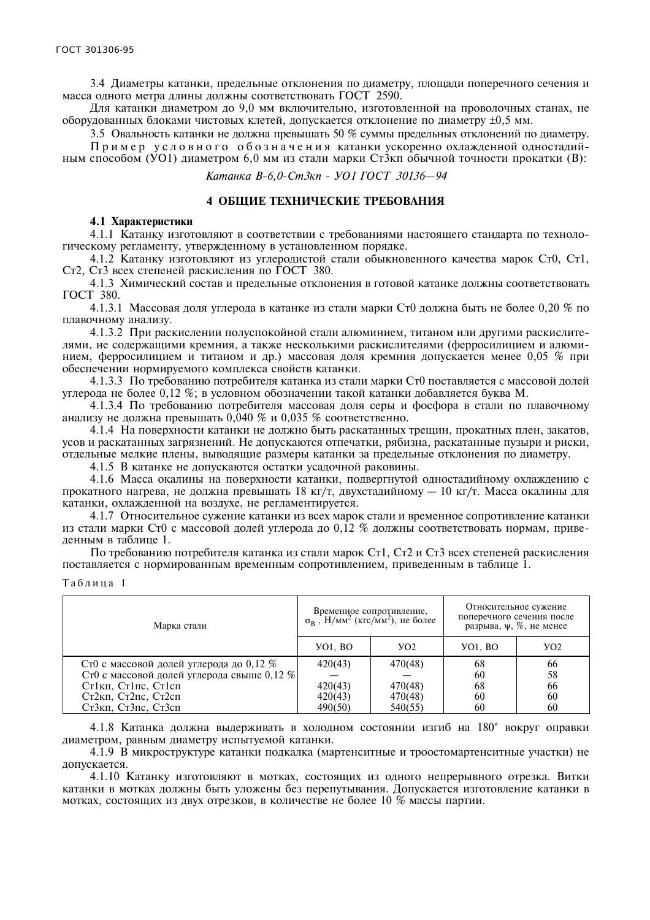3.4 Диаметры катанки, предельные отклонения по диаметру, площади поперечного сечения и масса одного метра длины должны соответствовать ГОСТ 2590.

Для катанки диаметром до 9,0 мм включительно, изготовленной на проволочных станах, не оборудованных блоками чистовых клетей, допускается отклонение по диаметру ±0,5 мм.

3.5 Овальность катанки не должна превышать 50 % суммы предельных отклонений по диаметру.

Пример условного обозначения катанки ускоренно охлажденной одностадийным способом (УО1) диаметром 6,0 мм из стали марки Ст3кп обычной точности прокатки (В):

*Катанка В-6,0-Ст3кп - УО1 ГОСТ 30136—94*

## 4 ОБЩИЕ ТЕХНИЧЕСКИЕ ТРЕБОВАНИЯ

**4.1 Характеристики**

4.1.1 Катанку изготовляют в соответствии с требованиями настоящего стандарта по технологическому регламенту, утвержденному в установленном порядке.

4.1.2 Катанку изготовляют из углеродистой стали обыкновенного качества марок Ст0, Ст1, Ст2, Ст3 всех степеней раскисления по ГОСТ 380.

4.1.3 Химический состав и предельные отклонения в готовой катанке должны соответствовать ГОСТ 380.

4.1.3.1 Массовая доля углерода в катанке из стали марки Ст0 должна быть не более 0,20 % по плавочному анализу.

4.1.3.2 При раскислении полуспокойной стали алюминием, титаном или другими раскислителями, не содержащими кремния, а также несколькими раскислителями (ферросилицием и алюминием, ферросилицием и титаном и др.) массовая доля кремния допускается менее 0,05 % при обеспечении нормируемого комплекса свойств катанки.

4.1.3.3 По требованию потребителя катанка из стали марки Ст0 поставляется с массовой долей углерода не более 0,12 %; в условном обозначении такой катанки добавляется буква М.

4.1.3.4 По требованию потребителя массовая доля серы и фосфора в стали по плавочному анализу не должна превышать 0,040 % и 0,035 % соответственно.

4.1.4 На поверхности катанки не должно быть раскатанных трещин, прокатных плен, закатов, усов и раскатанных загрязнений. Не допускаются отпечатки, рябизна, раскатанные пузыри и риски, отдельные мелкие плены, выводящие размеры катанки за предельные отклонения по диаметру.

4.1.5 В катанке не допускаются остатки усадочной раковины.

4.1.6 Масса окалины на поверхности катанки, подвергнутой одностадийному охлаждению с прокатного нагрева, не должна превышать 18 кг/т, двухстадийному — 10 кг/т. Масса окалины для катанки, охлажденной на воздухе, не регламентируется.

4.1.7 Относительное сужение катанки из всех марок стали и временное сопротивление катанки из стали марки Ст0 с массовой долей углерода до 0,12 % должны соответствовать нормам, приведенным в таблице 1.

По требованию потребителя катанка из стали марок Ст1, Ст2 и Ст3 всех степеней раскисления поставляется с нормированным временным сопротивлением, приведенным в таблице 1.

Таблица 1

| Марка стали | Временное сопротивление, $\sigma_В$, Н/мм$^2$ (кгс/мм$^2$), не более | | Относительное сужение поперечного сечения после разрыва, $\psi$, %, не менее | |
|---|---|---|---|---|
| | УО1, ВО | УО2 | УО1, ВО | УО2 |
| Ст0 с массовой долей углерода до 0,12 % | 420(43) | 470(48) | 68 | 66 |
| Ст0 с массовой долей углерода свыше 0,12 % | — | — | 60 | 58 |
| Ст1кп, Ст1пс, Ст1сп | 420(43) | 470(48) | 68 | 66 |
| Ст2кп, Ст2пс, Ст2сп | 420(43) | 470(48) | 60 | 60 |
| Ст3кп, Ст3пс, Ст3сп | 490(50) | 540(55) | 60 | 60 |

4.1.8 Катанка должна выдерживать в холодном состоянии изгиб на 180° вокруг оправки диаметром, равным диаметру испытуемой катанки.

4.1.9 В микроструктуре катанки подкалка (мартенситные и троостомартенситные участки) не допускается.

4.1.10 Катанку изготовляют в мотках, состоящих из одного непрерывного отрезка. Витки катанки в мотках должны быть уложены без перепутывания. Допускается изготовление катанки в мотках, состоящих из двух отрезков, в количестве не более 10 % массы партии.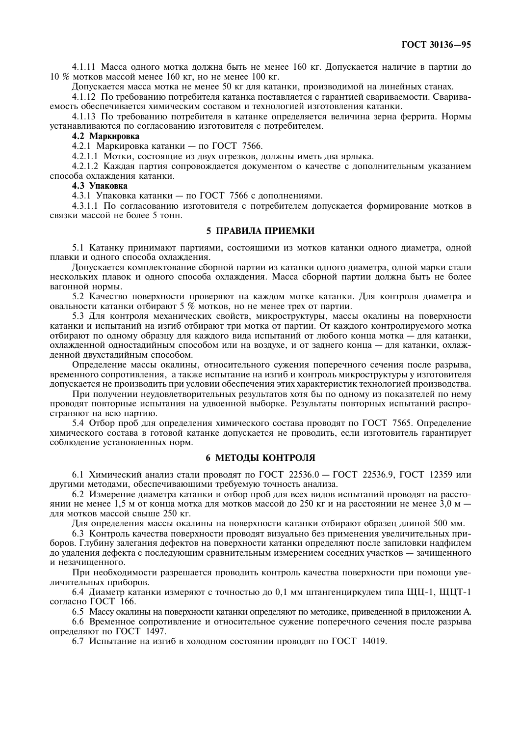4.1.11 Масса одного мотка должна быть не менее 160 кг. Допускается наличие в партии до 10 % мотков массой менее 160 кг, но не менее 100 кг.

Допускается масса мотка не менее 50 кг для катанки, производимой на линейных станах.

4.1.12 По требованию потребителя катанка поставляется с гарантией свариваемости. Свариваемость обеспечивается химическим составом и технологией изготовления катанки.

4.1.13 По требованию потребителя в катанке определяется величина зерна феррита. Нормы устанавливаются по согласованию изготовителя с потребителем.

**4.2 Маркировка**

4.2.1 Маркировка катанки — по ГОСТ 7566.

4.2.1.1 Мотки, состоящие из двух отрезков, должны иметь два ярлыка.

4.2.1.2 Каждая партия сопровождается документом о качестве с дополнительным указанием способа охлаждения катанки.

**4.3 Упаковка**

4.3.1 Упаковка катанки — по ГОСТ 7566 с дополнениями.

4.3.1.1 По согласованию изготовителя с потребителем допускается формирование мотков в связки массой не более 5 тонн.

## 5 ПРАВИЛА ПРИЕМКИ

5.1 Катанку принимают партиями, состоящими из мотков катанки одного диаметра, одной плавки и одного способа охлаждения.

Допускается комплектование сборной партии из катанки одного диаметра, одной марки стали нескольких плавок и одного способа охлаждения. Масса сборной партии должна быть не более вагонной нормы.

5.2 Качество поверхности проверяют на каждом мотке катанки. Для контроля диаметра и овальности катанки отбирают 5 % мотков, но не менее трех от партии.

5.3 Для контроля механических свойств, микроструктуры, массы окалины на поверхности катанки и испытаний на изгиб отбирают три мотка от партии. От каждого контролируемого мотка отбирают по одному образцу для каждого вида испытаний от любого конца мотка — для катанки, охлажденной одностадийным способом или на воздухе, и от заднего конца — для катанки, охлажденной двухстадийным способом.

Определение массы окалины, относительного сужения поперечного сечения после разрыва, временного сопротивления, а также испытание на изгиб и контроль микроструктуры у изготовителя допускается не производить при условии обеспечения этих характеристик технологией производства.

При получении неудовлетворительных результатов хотя бы по одному из показателей по нему проводят повторные испытания на удвоенной выборке. Результаты повторных испытаний распространяют на всю партию.

5.4 Отбор проб для определения химического состава проводят по ГОСТ 7565. Определение химического состава в готовой катанке допускается не проводить, если изготовитель гарантирует соблюдение установленных норм.

## 6 МЕТОДЫ КОНТРОЛЯ

6.1 Химический анализ стали проводят по ГОСТ 22536.0 — ГОСТ 22536.9, ГОСТ 12359 или другими методами, обеспечивающими требуемую точность анализа.

6.2 Измерение диаметра катанки и отбор проб для всех видов испытаний проводят на расстоянии не менее 1,5 м от конца мотка для мотков массой до 250 кг и на расстоянии не менее 3,0 м — для мотков массой свыше 250 кг.

Для определения массы окалины на поверхности катанки отбирают образец длиной 500 мм.

6.3 Контроль качества поверхности проводят визуально без применения увеличительных приборов. Глубину залегания дефектов на поверхности катанки определяют после запиловки надфилем до удаления дефекта с последующим сравнительным измерением соседних участков — зачищенного и незачищенного.

При необходимости разрешается проводить контроль качества поверхности при помощи увеличительных приборов.

6.4 Диаметр катанки измеряют с точностью до 0,1 мм штангенциркулем типа ЩЦ-1, ЩЦТ-1 согласно ГОСТ 166.

6.5 Массу окалины на поверхности катанки определяют по методике, приведенной в приложении А.

6.6 Временное сопротивление и относительное сужение поперечного сечения после разрыва определяют по ГОСТ 1497.

6.7 Испытание на изгиб в холодном состоянии проводят по ГОСТ 14019.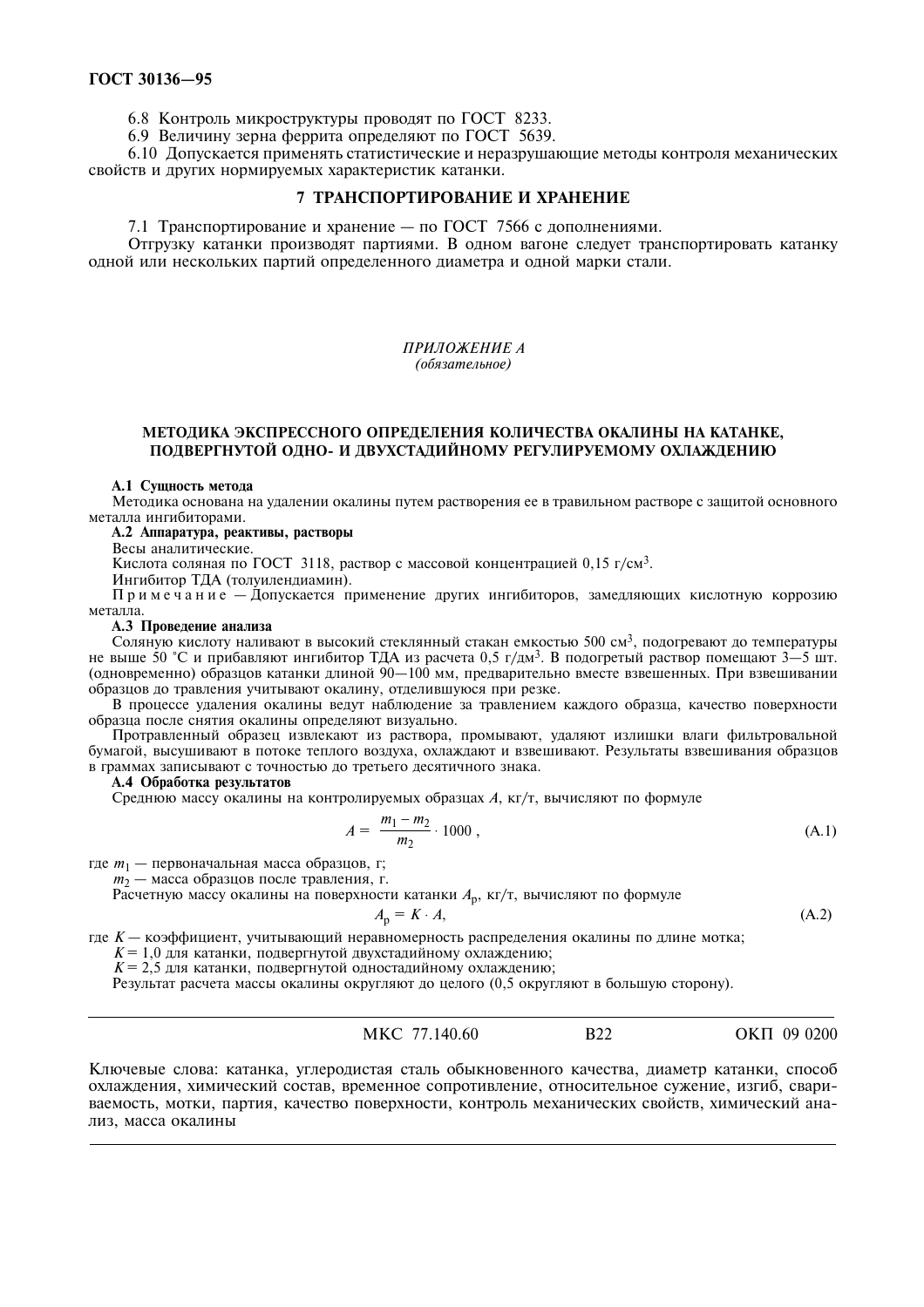6.8 Контроль микроструктуры проводят по ГОСТ 8233.

6.9 Величину зерна феррита определяют по ГОСТ 5639.

6.10 Допускается применять статистические и неразрушающие методы контроля механических свойств и других нормируемых характеристик катанки.

## 7 ТРАНСПОРТИРОВАНИЕ И ХРАНЕНИЕ

7.1 Транспортирование и хранение — по ГОСТ 7566 с дополнениями.

Отгрузку катанки производят партиями. В одном вагоне следует транспортировать катанку одной или нескольких партий определенного диаметра и одной марки стали.

*ПРИЛОЖЕНИЕ А*
*(обязательное)*

## МЕТОДИКА ЭКСПРЕССНОГО ОПРЕДЕЛЕНИЯ КОЛИЧЕСТВА ОКАЛИНЫ НА КАТАНКЕ, ПОДВЕРГНУТОЙ ОДНО- И ДВУХСТАДИЙНОМУ РЕГУЛИРУЕМОМУ ОХЛАЖДЕНИЮ

**А.1 Сущность метода**

Методика основана на удалении окалины путем растворения ее в травильном растворе с защитой основного металла ингибиторами.

**А.2 Аппаратура, реактивы, растворы**

Весы аналитические.

Кислота соляная по ГОСТ 3118, раствор с массовой концентрацией 0,15 г/см$^3$.

Ингибитор ТДА (толуилендиамин).

Примечание — Допускается применение других ингибиторов, замедляющих кислотную коррозию металла.

**А.3 Проведение анализа**

Соляную кислоту наливают в высокий стеклянный стакан емкостью 500 см$^3$, подогревают до температуры не выше 50 °С и прибавляют ингибитор ТДА из расчета 0,5 г/дм$^3$. В подогретый раствор помещают 3—5 шт. (одновременно) образцов катанки длиной 90—100 мм, предварительно вместе взвешенных. При взвешивании образцов до травления учитывают окалину, отделившуюся при резке.

В процессе удаления окалины ведут наблюдение за травлением каждого образца, качество поверхности образца после снятия окалины определяют визуально.

Протравленный образец извлекают из раствора, промывают, удаляют излишки влаги фильтровальной бумагой, высушивают в потоке теплого воздуха, охлаждают и взвешивают. Результаты взвешивания образцов в граммах записывают с точностью до третьего десятичного знака.

**А.4 Обработка результатов**

Среднюю массу окалины на контролируемых образцах $A$, кг/т, вычисляют по формуле

$$A = \frac{m_1 - m_2}{m_2} \cdot 1000, \tag{А.1}$$

где $m_1$ — первоначальная масса образцов, г;

$m_2$ — масса образцов после травления, г.

Расчетную массу окалины на поверхности катанки $A_р$, кг/т, вычисляют по формуле

$$A_р = K \cdot A, \tag{А.2}$$

где $K$ — коэффициент, учитывающий неравномерность распределения окалины по длине мотка;

$K$ = 1,0 для катанки, подвергнутой двухстадийному охлаждению;

$K$ = 2,5 для катанки, подвергнутой одностадийному охлаждению;

Результат расчета массы окалины округляют до целого (0,5 округляют в большую сторону).

---

МКС 77.140.60 В22 ОКП 09 0200

Ключевые слова: катанка, углеродистая сталь обыкновенного качества, диаметр катанки, способ охлаждения, химический состав, временное сопротивление, относительное сужение, изгиб, свариваемость, мотки, партия, качество поверхности, контроль механических свойств, химический анализ, масса окалины

---